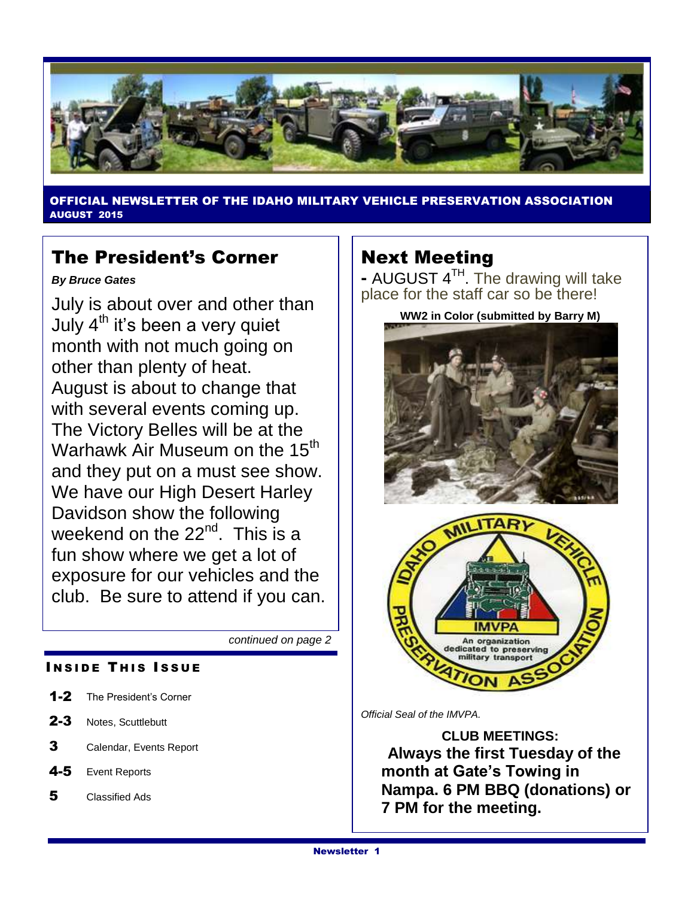**OFFICIAL NEWSLETTER OF THE IDAHO MILITARY VEHICLE PRESERVATION ASSOCIATION**
**AUGUST 2015**

## The President's Corner

***By Bruce Gates***

July is about over and other than July 4th it's been a very quiet month with not much going on other than plenty of heat. August is about to change that with several events coming up. The Victory Belles will be at the Warhawk Air Museum on the 15th and they put on a must see show. We have our High Desert Harley Davidson show the following weekend on the 22nd. This is a fun show where we get a lot of exposure for our vehicles and the club. Be sure to attend if you can.

*continued on page 2*

### INSIDE THIS ISSUE

- **1-2** The President's Corner
- **2-3** Notes, Scuttlebutt
- **3** Calendar, Events Report
- **4-5** Event Reports
- **5** Classified Ads

## Next Meeting

**-** AUGUST 4TH. The drawing will take place for the staff car so be there!

**WW2 in Color (submitted by Barry M)**

*Official Seal of the IMVPA.*

**CLUB MEETINGS:**
**Always the first Tuesday of the month at Gate's Towing in Nampa. 6 PM BBQ (donations) or 7 PM for the meeting.**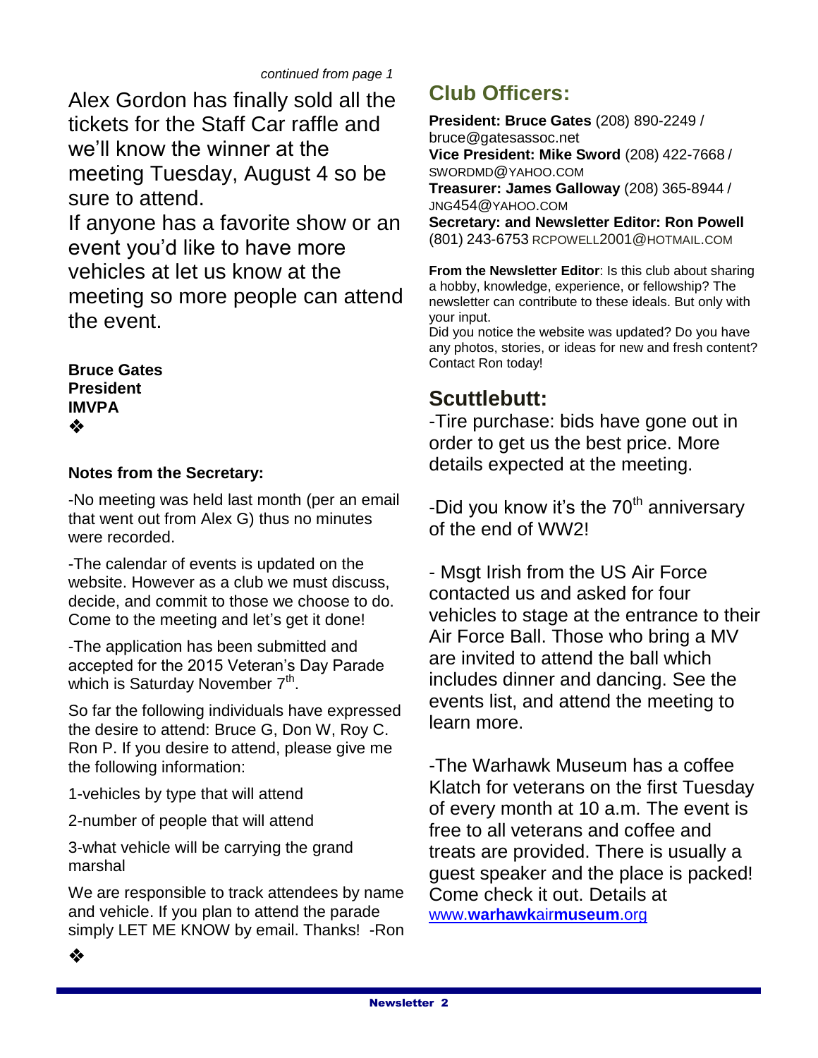*continued from page 1*

Alex Gordon has finally sold all the tickets for the Staff Car raffle and we'll know the winner at the meeting Tuesday, August 4 so be sure to attend.

If anyone has a favorite show or an event you'd like to have more vehicles at let us know at the meeting so more people can attend the event.

**Bruce Gates**
**President**
**IMVPA**

❖

**Notes from the Secretary:**

-No meeting was held last month (per an email that went out from Alex G) thus no minutes were recorded.

-The calendar of events is updated on the website. However as a club we must discuss, decide, and commit to those we choose to do. Come to the meeting and let's get it done!

-The application has been submitted and accepted for the 2015 Veteran's Day Parade which is Saturday November 7th.

So far the following individuals have expressed the desire to attend: Bruce G, Don W, Roy C. Ron P. If you desire to attend, please give me the following information:

1-vehicles by type that will attend

2-number of people that will attend

3-what vehicle will be carrying the grand marshal

We are responsible to track attendees by name and vehicle. If you plan to attend the parade simply LET ME KNOW by email. Thanks! -Ron

❖

## Club Officers:

**President: Bruce Gates** (208) 890-2249 / bruce@gatesassoc.net
**Vice President: Mike Sword** (208) 422-7668 / SWORDMD@YAHOO.COM
**Treasurer: James Galloway** (208) 365-8944 / JNG454@YAHOO.COM
**Secretary: and Newsletter Editor: Ron Powell** (801) 243-6753 RCPOWELL2001@HOTMAIL.COM

**From the Newsletter Editor**: Is this club about sharing a hobby, knowledge, experience, or fellowship? The newsletter can contribute to these ideals. But only with your input.
Did you notice the website was updated? Do you have any photos, stories, or ideas for new and fresh content? Contact Ron today!

## Scuttlebutt:

-Tire purchase: bids have gone out in order to get us the best price. More details expected at the meeting.

-Did you know it's the 70th anniversary of the end of WW2!

- Msgt Irish from the US Air Force contacted us and asked for four vehicles to stage at the entrance to their Air Force Ball. Those who bring a MV are invited to attend the ball which includes dinner and dancing. See the events list, and attend the meeting to learn more.

-The Warhawk Museum has a coffee Klatch for veterans on the first Tuesday of every month at 10 a.m. The event is free to all veterans and coffee and treats are provided. There is usually a guest speaker and the place is packed! Come check it out. Details at www.warhawkairmuseum.org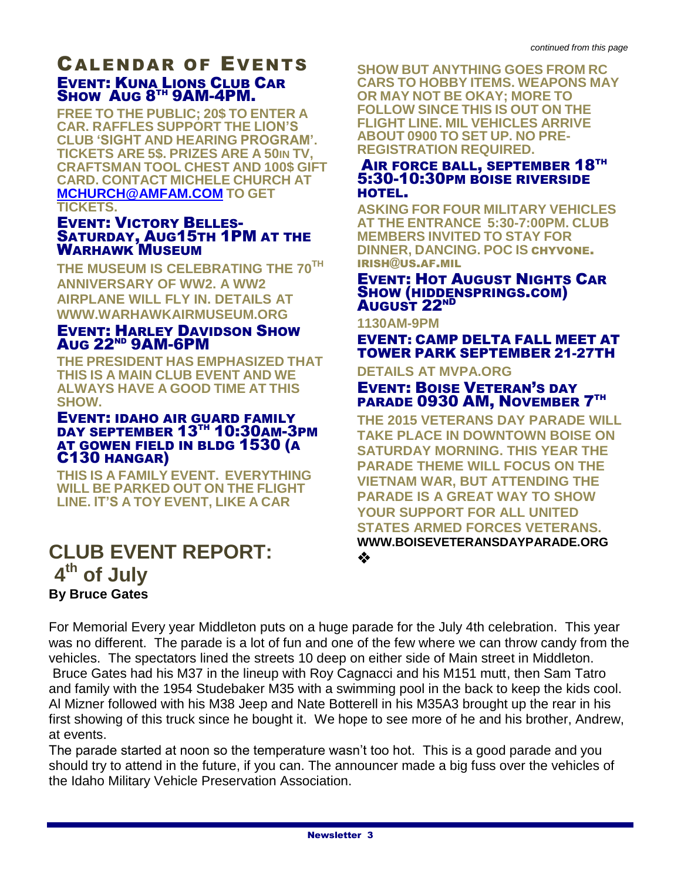*continued from this page*

## Calendar of Events

### Event: Kuna Lions Club Car Show Aug 8th 9AM-4PM.

FREE TO THE PUBLIC; 20$ TO ENTER A CAR. RAFFLES SUPPORT THE LION'S CLUB 'SIGHT AND HEARING PROGRAM'. TICKETS ARE 5$. PRIZES ARE A 50IN TV, CRAFTSMAN TOOL CHEST AND 100$ GIFT CARD. CONTACT MICHELE CHURCH AT MCHURCH@AMFAM.COM TO GET TICKETS.

### Event: Victory Belles- Saturday, Aug15th 1PM at the Warhawk Museum

THE MUSEUM IS CELEBRATING THE 70TH ANNIVERSARY OF WW2. A WW2 AIRPLANE WILL FLY IN. DETAILS AT WWW.WARHAWKAIRMUSEUM.ORG

### Event: Harley Davidson Show Aug 22nd 9AM-6PM

THE PRESIDENT HAS EMPHASIZED THAT THIS IS A MAIN CLUB EVENT AND WE ALWAYS HAVE A GOOD TIME AT THIS SHOW.

### Event: Idaho Air Guard Family Day September 13th 10:30AM-3PM at Gowen Field in Bldg 1530 (a C130 hangar)

THIS IS A FAMILY EVENT. EVERYTHING WILL BE PARKED OUT ON THE FLIGHT LINE. IT'S A TOY EVENT, LIKE A CAR SHOW BUT ANYTHING GOES FROM RC CARS TO HOBBY ITEMS. WEAPONS MAY OR MAY NOT BE OKAY; MORE TO FOLLOW SINCE THIS IS OUT ON THE FLIGHT LINE. MIL VEHICLES ARRIVE ABOUT 0900 TO SET UP. NO PRE-REGISTRATION REQUIRED.

### Air Force Ball, September 18th 5:30-10:30PM Boise Riverside Hotel.

ASKING FOR FOUR MILITARY VEHICLES AT THE ENTRANCE 5:30-7:00PM. CLUB MEMBERS INVITED TO STAY FOR DINNER, DANCING. POC IS CHYVONE.IRISH@US.AF.MIL

### Event: Hot August Nights Car Show (hiddensprings.com) August 22nd

1130AM-9PM

### Event: Camp Delta Fall Meet at Tower Park September 21-27th

DETAILS AT MVPA.ORG

### Event: Boise Veteran's day parade 0930 AM, November 7th

THE 2015 VETERANS DAY PARADE WILL TAKE PLACE IN DOWNTOWN BOISE ON SATURDAY MORNING. THIS YEAR THE PARADE THEME WILL FOCUS ON THE VIETNAM WAR, BUT ATTENDING THE PARADE IS A GREAT WAY TO SHOW YOUR SUPPORT FOR ALL UNITED STATES ARMED FORCES VETERANS. **WWW.BOISEVETERANSDAYPARADE.ORG**

❖

## CLUB EVENT REPORT: 4th of July

**By Bruce Gates**

For Memorial Every year Middleton puts on a huge parade for the July 4th celebration. This year was no different. The parade is a lot of fun and one of the few where we can throw candy from the vehicles. The spectators lined the streets 10 deep on either side of Main street in Middleton. Bruce Gates had his M37 in the lineup with Roy Cagnacci and his M151 mutt, then Sam Tatro and family with the 1954 Studebaker M35 with a swimming pool in the back to keep the kids cool. Al Mizner followed with his M38 Jeep and Nate Botterell in his M35A3 brought up the rear in his first showing of this truck since he bought it. We hope to see more of he and his brother, Andrew, at events.

The parade started at noon so the temperature wasn't too hot. This is a good parade and you should try to attend in the future, if you can. The announcer made a big fuss over the vehicles of the Idaho Military Vehicle Preservation Association.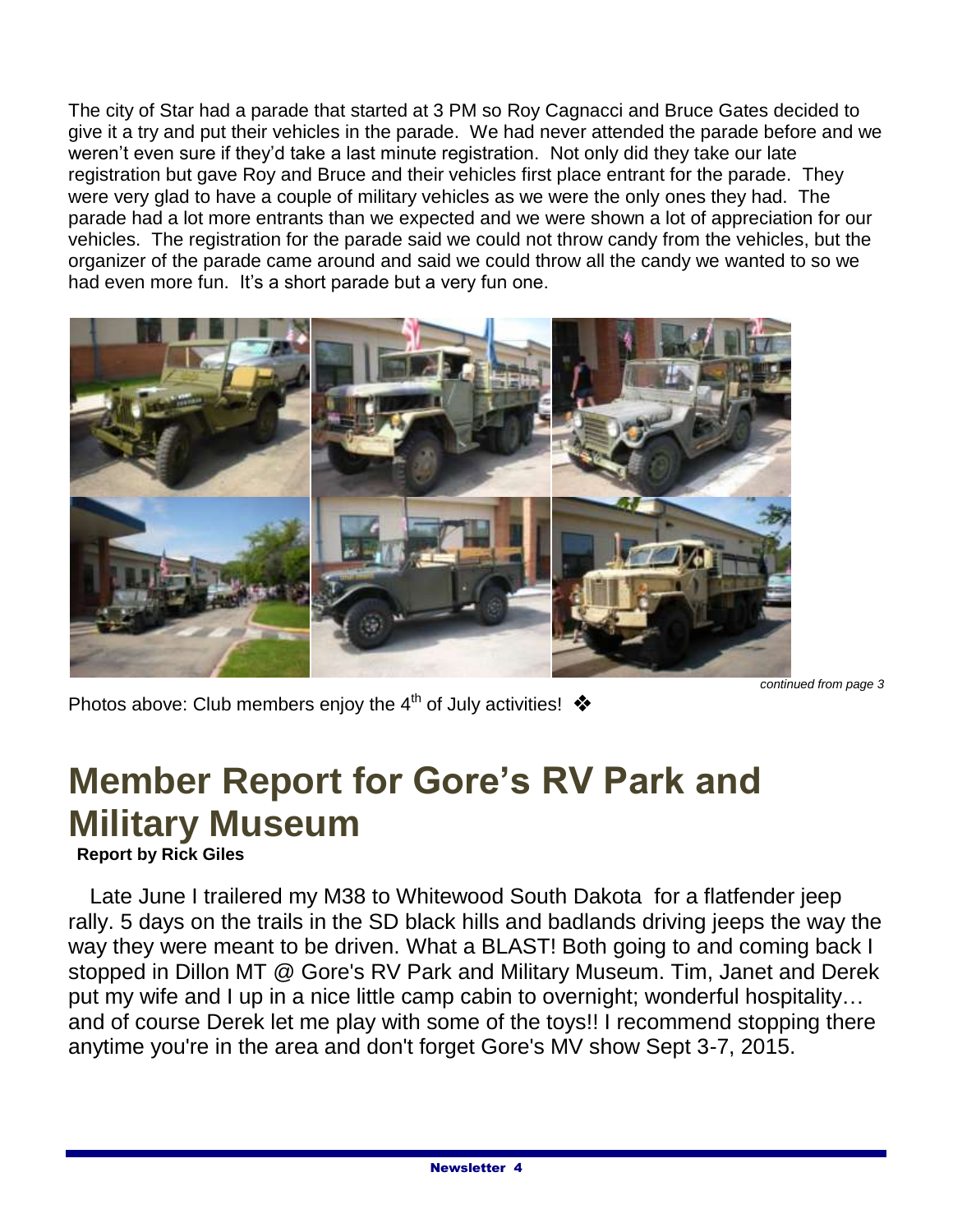The city of Star had a parade that started at 3 PM so Roy Cagnacci and Bruce Gates decided to give it a try and put their vehicles in the parade. We had never attended the parade before and we weren't even sure if they'd take a last minute registration. Not only did they take our late registration but gave Roy and Bruce and their vehicles first place entrant for the parade. They were very glad to have a couple of military vehicles as we were the only ones they had. The parade had a lot more entrants than we expected and we were shown a lot of appreciation for our vehicles. The registration for the parade said we could not throw candy from the vehicles, but the organizer of the parade came around and said we could throw all the candy we wanted to so we had even more fun. It's a short parade but a very fun one.

*continued from page 3*

Photos above: Club members enjoy the 4th of July activities! ❖

# Member Report for Gore's RV Park and Military Museum

**Report by Rick Giles**

Late June I trailered my M38 to Whitewood South Dakota for a flatfender jeep rally. 5 days on the trails in the SD black hills and badlands driving jeeps the way the way they were meant to be driven. What a BLAST! Both going to and coming back I stopped in Dillon MT @ Gore's RV Park and Military Museum. Tim, Janet and Derek put my wife and I up in a nice little camp cabin to overnight; wonderful hospitality… and of course Derek let me play with some of the toys!! I recommend stopping there anytime you're in the area and don't forget Gore's MV show Sept 3-7, 2015.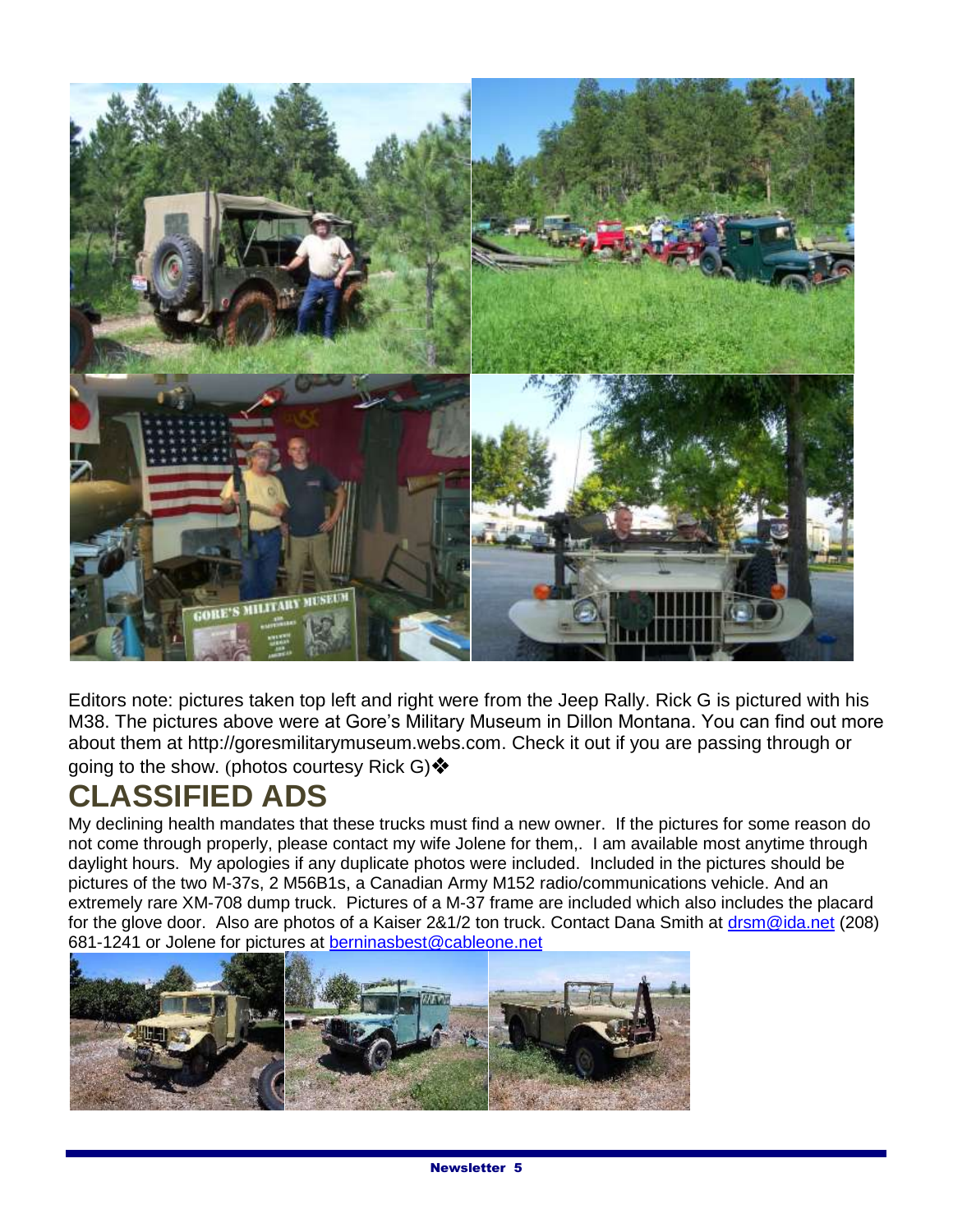Editors note: pictures taken top left and right were from the Jeep Rally. Rick G is pictured with his M38. The pictures above were at Gore's Military Museum in Dillon Montana. You can find out more about them at http://goresmilitarymuseum.webs.com. Check it out if you are passing through or going to the show. (photos courtesy Rick G)❖

# CLASSIFIED ADS

My declining health mandates that these trucks must find a new owner. If the pictures for some reason do not come through properly, please contact my wife Jolene for them,. I am available most anytime through daylight hours. My apologies if any duplicate photos were included. Included in the pictures should be pictures of the two M-37s, 2 M56B1s, a Canadian Army M152 radio/communications vehicle. And an extremely rare XM-708 dump truck. Pictures of a M-37 frame are included which also includes the placard for the glove door. Also are photos of a Kaiser 2&1/2 ton truck. Contact Dana Smith at drsm@ida.net (208) 681-1241 or Jolene for pictures at berninasbest@cableone.net